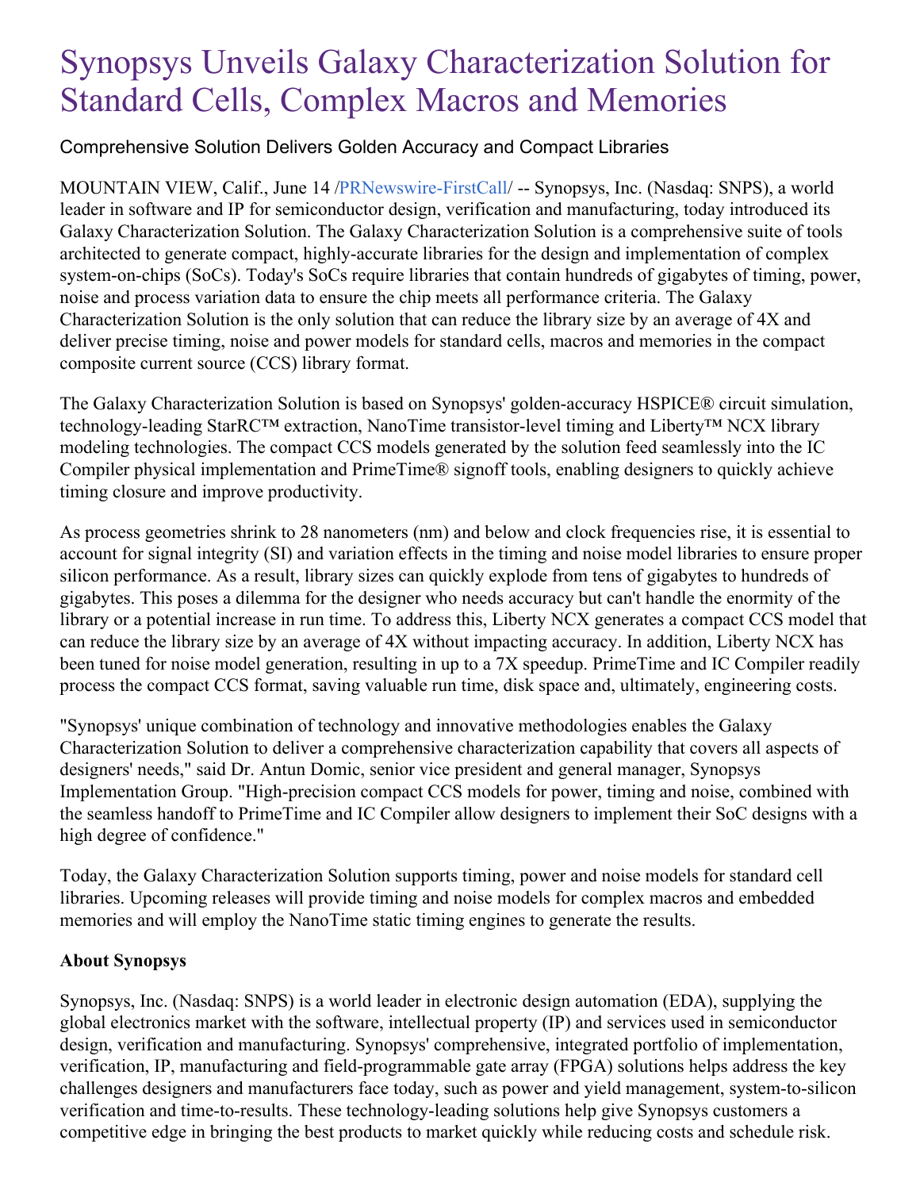# Synopsys Unveils Galaxy Characterization Solution for Standard Cells, Complex Macros and Memories

## Comprehensive Solution Delivers Golden Accuracy and Compact Libraries

MOUNTAIN VIEW, Calif., June 14 /PRNewswire-FirstCall/ -- Synopsys, Inc. (Nasdaq: SNPS), a world leader in software and IP for semiconductor design, verification and manufacturing, today introduced its Galaxy Characterization Solution. The Galaxy Characterization Solution is a comprehensive suite of tools architected to generate compact, highly-accurate libraries for the design and implementation of complex system-on-chips (SoCs). Today's SoCs require libraries that contain hundreds of gigabytes of timing, power, noise and process variation data to ensure the chip meets all performance criteria. The Galaxy Characterization Solution is the only solution that can reduce the library size by an average of 4X and deliver precise timing, noise and power models for standard cells, macros and memories in the compact composite current source (CCS) library format.

The Galaxy Characterization Solution is based on Synopsys' golden-accuracy HSPICE® circuit simulation, technology-leading StarRC™ extraction, NanoTime transistor-level timing and Liberty™ NCX library modeling technologies. The compact CCS models generated by the solution feed seamlessly into the IC Compiler physical implementation and PrimeTime® signoff tools, enabling designers to quickly achieve timing closure and improve productivity.

As process geometries shrink to 28 nanometers (nm) and below and clock frequencies rise, it is essential to account for signal integrity (SI) and variation effects in the timing and noise model libraries to ensure proper silicon performance. As a result, library sizes can quickly explode from tens of gigabytes to hundreds of gigabytes. This poses a dilemma for the designer who needs accuracy but can't handle the enormity of the library or a potential increase in run time. To address this, Liberty NCX generates a compact CCS model that can reduce the library size by an average of 4X without impacting accuracy. In addition, Liberty NCX has been tuned for noise model generation, resulting in up to a 7X speedup. PrimeTime and IC Compiler readily process the compact CCS format, saving valuable run time, disk space and, ultimately, engineering costs.

"Synopsys' unique combination of technology and innovative methodologies enables the Galaxy Characterization Solution to deliver a comprehensive characterization capability that covers all aspects of designers' needs," said Dr. Antun Domic, senior vice president and general manager, Synopsys Implementation Group. "High-precision compact CCS models for power, timing and noise, combined with the seamless handoff to PrimeTime and IC Compiler allow designers to implement their SoC designs with a high degree of confidence."

Today, the Galaxy Characterization Solution supports timing, power and noise models for standard cell libraries. Upcoming releases will provide timing and noise models for complex macros and embedded memories and will employ the NanoTime static timing engines to generate the results.

**About Synopsys**

Synopsys, Inc. (Nasdaq: SNPS) is a world leader in electronic design automation (EDA), supplying the global electronics market with the software, intellectual property (IP) and services used in semiconductor design, verification and manufacturing. Synopsys' comprehensive, integrated portfolio of implementation, verification, IP, manufacturing and field-programmable gate array (FPGA) solutions helps address the key challenges designers and manufacturers face today, such as power and yield management, system-to-silicon verification and time-to-results. These technology-leading solutions help give Synopsys customers a competitive edge in bringing the best products to market quickly while reducing costs and schedule risk.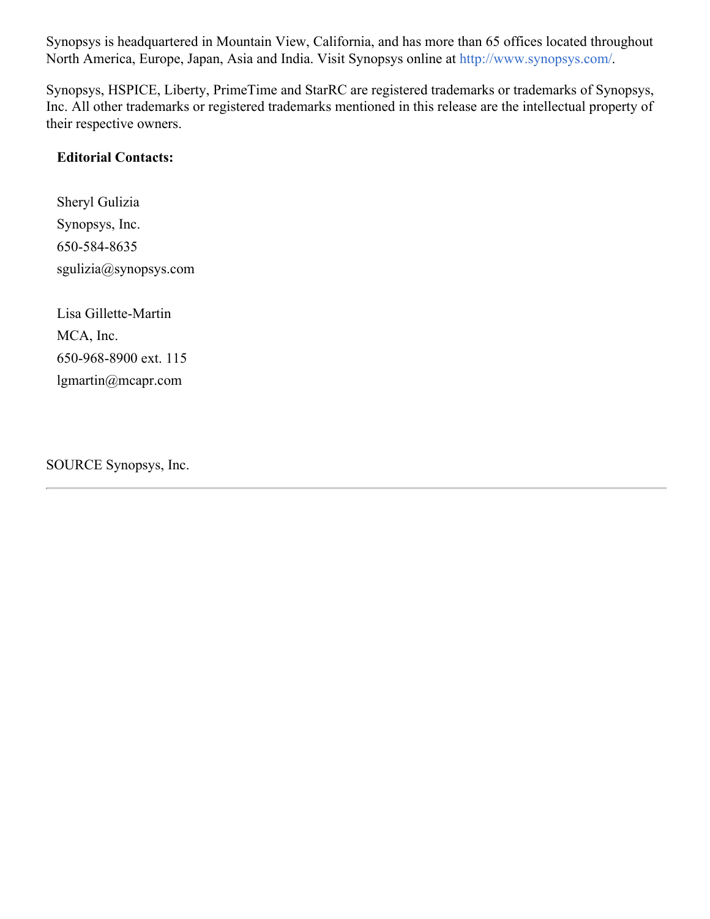Synopsys is headquartered in Mountain View, California, and has more than 65 offices located throughout North America, Europe, Japan, Asia and India. Visit Synopsys online at http://www.synopsys.com/.

Synopsys, HSPICE, Liberty, PrimeTime and StarRC are registered trademarks or trademarks of Synopsys, Inc. All other trademarks or registered trademarks mentioned in this release are the intellectual property of their respective owners.

**Editorial Contacts:**

Sheryl Gulizia
Synopsys, Inc.
650-584-8635
sgulizia@synopsys.com

Lisa Gillette-Martin
MCA, Inc.
650-968-8900 ext. 115
lgmartin@mcapr.com

SOURCE Synopsys, Inc.

---